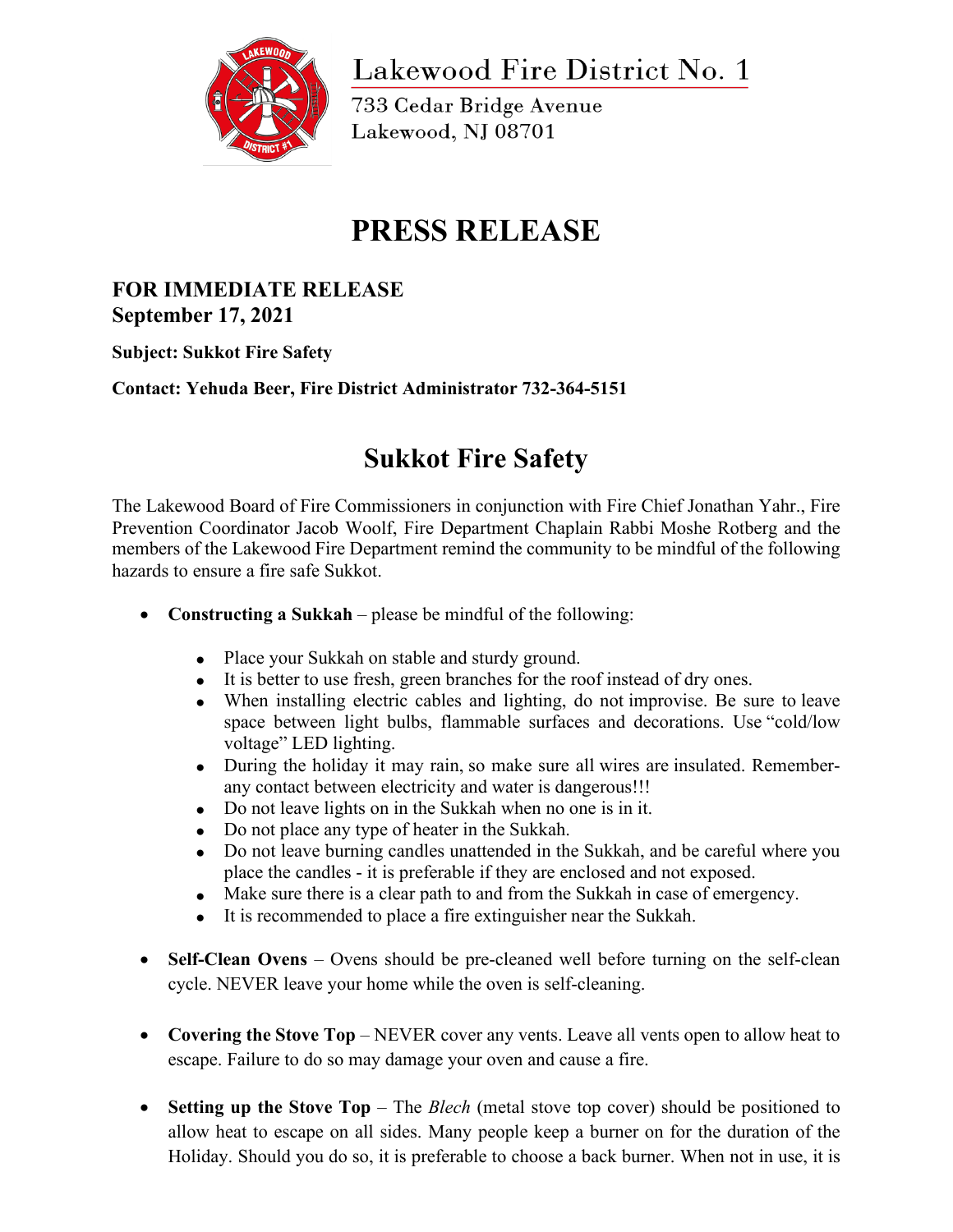Lakewood Fire District No. 1

733 Cedar Bridge Avenue
Lakewood, NJ 08701

# PRESS RELEASE

**FOR IMMEDIATE RELEASE**
**September 17, 2021**

**Subject: Sukkot Fire Safety**

**Contact: Yehuda Beer, Fire District Administrator 732-364-5151**

## Sukkot Fire Safety

The Lakewood Board of Fire Commissioners in conjunction with Fire Chief Jonathan Yahr., Fire Prevention Coordinator Jacob Woolf, Fire Department Chaplain Rabbi Moshe Rotberg and the members of the Lakewood Fire Department remind the community to be mindful of the following hazards to ensure a fire safe Sukkot.

- **Constructing a Sukkah** – please be mindful of the following:
    - Place your Sukkah on stable and sturdy ground.
    - It is better to use fresh, green branches for the roof instead of dry ones.
    - When installing electric cables and lighting, do not improvise. Be sure to leave space between light bulbs, flammable surfaces and decorations. Use "cold/low voltage" LED lighting.
    - During the holiday it may rain, so make sure all wires are insulated. Remember- any contact between electricity and water is dangerous!!!
    - Do not leave lights on in the Sukkah when no one is in it.
    - Do not place any type of heater in the Sukkah.
    - Do not leave burning candles unattended in the Sukkah, and be careful where you place the candles - it is preferable if they are enclosed and not exposed.
    - Make sure there is a clear path to and from the Sukkah in case of emergency.
    - It is recommended to place a fire extinguisher near the Sukkah.

- **Self-Clean Ovens** – Ovens should be pre-cleaned well before turning on the self-clean cycle. NEVER leave your home while the oven is self-cleaning.

- **Covering the Stove Top** – NEVER cover any vents. Leave all vents open to allow heat to escape. Failure to do so may damage your oven and cause a fire.

- **Setting up the Stove Top** – The *Blech* (metal stove top cover) should be positioned to allow heat to escape on all sides. Many people keep a burner on for the duration of the Holiday. Should you do so, it is preferable to choose a back burner. When not in use, it is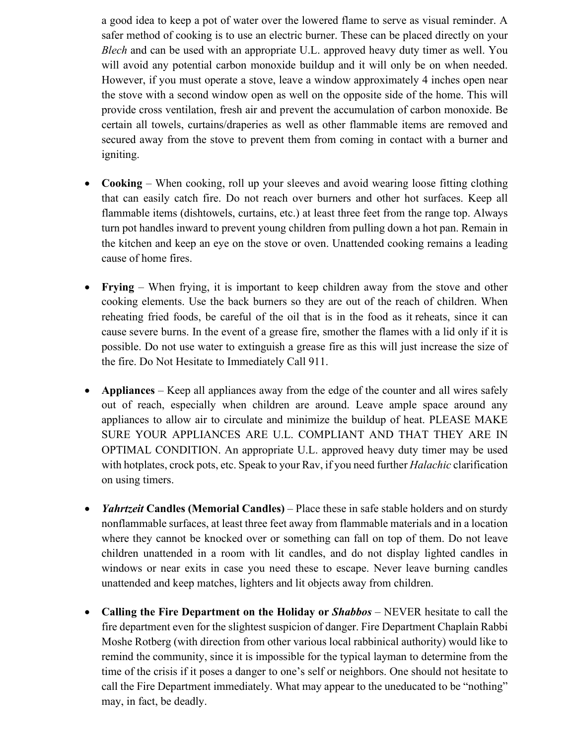a good idea to keep a pot of water over the lowered flame to serve as visual reminder. A safer method of cooking is to use an electric burner. These can be placed directly on your *Blech* and can be used with an appropriate U.L. approved heavy duty timer as well. You will avoid any potential carbon monoxide buildup and it will only be on when needed. However, if you must operate a stove, leave a window approximately 4 inches open near the stove with a second window open as well on the opposite side of the home. This will provide cross ventilation, fresh air and prevent the accumulation of carbon monoxide. Be certain all towels, curtains/draperies as well as other flammable items are removed and secured away from the stove to prevent them from coming in contact with a burner and igniting.

- **Cooking** – When cooking, roll up your sleeves and avoid wearing loose fitting clothing that can easily catch fire. Do not reach over burners and other hot surfaces. Keep all flammable items (dishtowels, curtains, etc.) at least three feet from the range top. Always turn pot handles inward to prevent young children from pulling down a hot pan. Remain in the kitchen and keep an eye on the stove or oven. Unattended cooking remains a leading cause of home fires.

- **Frying** – When frying, it is important to keep children away from the stove and other cooking elements. Use the back burners so they are out of the reach of children. When reheating fried foods, be careful of the oil that is in the food as it reheats, since it can cause severe burns. In the event of a grease fire, smother the flames with a lid only if it is possible. Do not use water to extinguish a grease fire as this will just increase the size of the fire. Do Not Hesitate to Immediately Call 911.

- **Appliances** – Keep all appliances away from the edge of the counter and all wires safely out of reach, especially when children are around. Leave ample space around any appliances to allow air to circulate and minimize the buildup of heat. PLEASE MAKE SURE YOUR APPLIANCES ARE U.L. COMPLIANT AND THAT THEY ARE IN OPTIMAL CONDITION. An appropriate U.L. approved heavy duty timer may be used with hotplates, crock pots, etc. Speak to your Rav, if you need further *Halachic* clarification on using timers.

- ***Yahrtzeit* Candles (Memorial Candles)** – Place these in safe stable holders and on sturdy nonflammable surfaces, at least three feet away from flammable materials and in a location where they cannot be knocked over or something can fall on top of them. Do not leave children unattended in a room with lit candles, and do not display lighted candles in windows or near exits in case you need these to escape. Never leave burning candles unattended and keep matches, lighters and lit objects away from children.

- **Calling the Fire Department on the Holiday or *Shabbos*** – NEVER hesitate to call the fire department even for the slightest suspicion of danger. Fire Department Chaplain Rabbi Moshe Rotberg (with direction from other various local rabbinical authority) would like to remind the community, since it is impossible for the typical layman to determine from the time of the crisis if it poses a danger to one's self or neighbors. One should not hesitate to call the Fire Department immediately. What may appear to the uneducated to be "nothing" may, in fact, be deadly.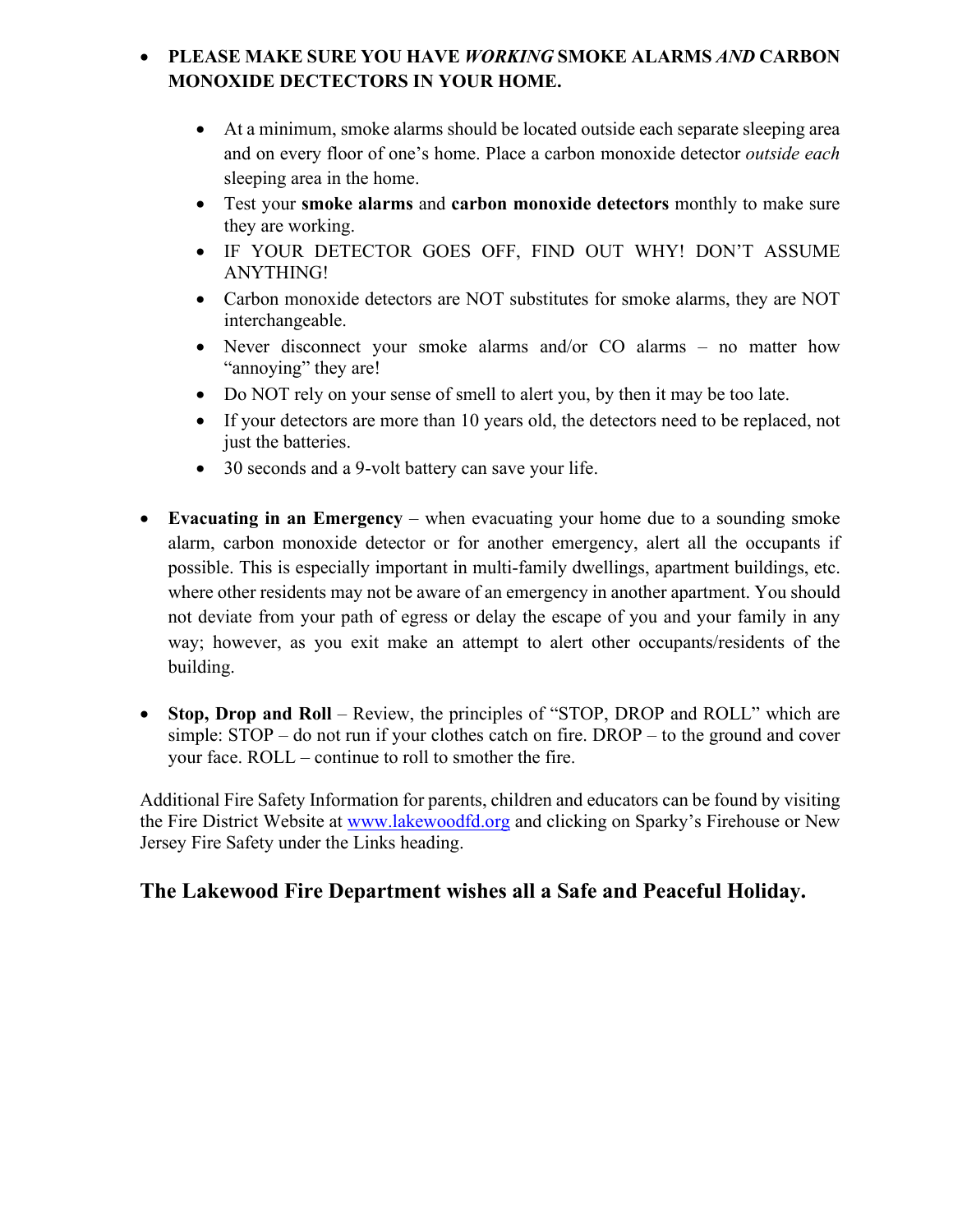- **PLEASE MAKE SURE YOU HAVE *WORKING* SMOKE ALARMS *AND* CARBON MONOXIDE DECTECTORS IN YOUR HOME.**

  - At a minimum, smoke alarms should be located outside each separate sleeping area and on every floor of one's home. Place a carbon monoxide detector *outside each* sleeping area in the home.
  - Test your **smoke alarms** and **carbon monoxide detectors** monthly to make sure they are working.
  - IF YOUR DETECTOR GOES OFF, FIND OUT WHY! DON'T ASSUME ANYTHING!
  - Carbon monoxide detectors are NOT substitutes for smoke alarms, they are NOT interchangeable.
  - Never disconnect your smoke alarms and/or CO alarms – no matter how "annoying" they are!
  - Do NOT rely on your sense of smell to alert you, by then it may be too late.
  - If your detectors are more than 10 years old, the detectors need to be replaced, not just the batteries.
  - 30 seconds and a 9-volt battery can save your life.

- **Evacuating in an Emergency** – when evacuating your home due to a sounding smoke alarm, carbon monoxide detector or for another emergency, alert all the occupants if possible. This is especially important in multi-family dwellings, apartment buildings, etc. where other residents may not be aware of an emergency in another apartment. You should not deviate from your path of egress or delay the escape of you and your family in any way; however, as you exit make an attempt to alert other occupants/residents of the building.

- **Stop, Drop and Roll** – Review, the principles of "STOP, DROP and ROLL" which are simple: STOP – do not run if your clothes catch on fire. DROP – to the ground and cover your face. ROLL – continue to roll to smother the fire.

Additional Fire Safety Information for parents, children and educators can be found by visiting the Fire District Website at [www.lakewoodfd.org](http://www.lakewoodfd.org) and clicking on Sparky's Firehouse or New Jersey Fire Safety under the Links heading.

## The Lakewood Fire Department wishes all a Safe and Peaceful Holiday.